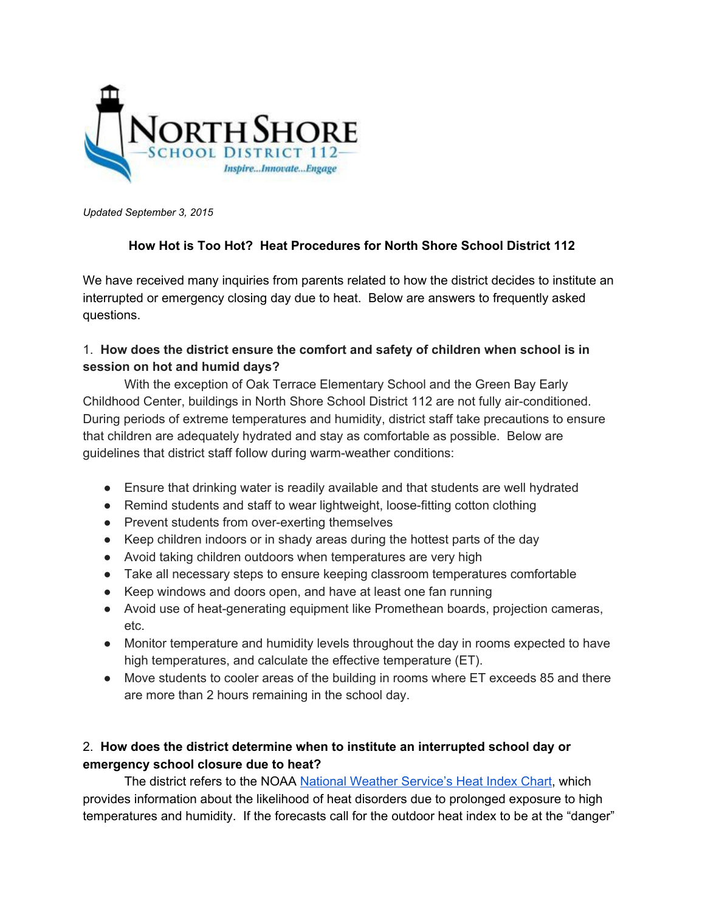NORTH SHORE
SCHOOL DISTRICT 112
*Inspire...Innovate...Engage*

*Updated September 3, 2015*

**How Hot is Too Hot? Heat Procedures for North Shore School District 112**

We have received many inquiries from parents related to how the district decides to institute an interrupted or emergency closing day due to heat. Below are answers to frequently asked questions.

1. **How does the district ensure the comfort and safety of children when school is in session on hot and humid days?**

With the exception of Oak Terrace Elementary School and the Green Bay Early Childhood Center, buildings in North Shore School District 112 are not fully air-conditioned. During periods of extreme temperatures and humidity, district staff take precautions to ensure that children are adequately hydrated and stay as comfortable as possible. Below are guidelines that district staff follow during warm-weather conditions:

- Ensure that drinking water is readily available and that students are well hydrated
- Remind students and staff to wear lightweight, loose-fitting cotton clothing
- Prevent students from over-exerting themselves
- Keep children indoors or in shady areas during the hottest parts of the day
- Avoid taking children outdoors when temperatures are very high
- Take all necessary steps to ensure keeping classroom temperatures comfortable
- Keep windows and doors open, and have at least one fan running
- Avoid use of heat-generating equipment like Promethean boards, projection cameras, etc.
- Monitor temperature and humidity levels throughout the day in rooms expected to have high temperatures, and calculate the effective temperature (ET).
- Move students to cooler areas of the building in rooms where ET exceeds 85 and there are more than 2 hours remaining in the school day.

2. **How does the district determine when to institute an interrupted school day or emergency school closure due to heat?**

The district refers to the NOAA National Weather Service's Heat Index Chart, which provides information about the likelihood of heat disorders due to prolonged exposure to high temperatures and humidity. If the forecasts call for the outdoor heat index to be at the "danger"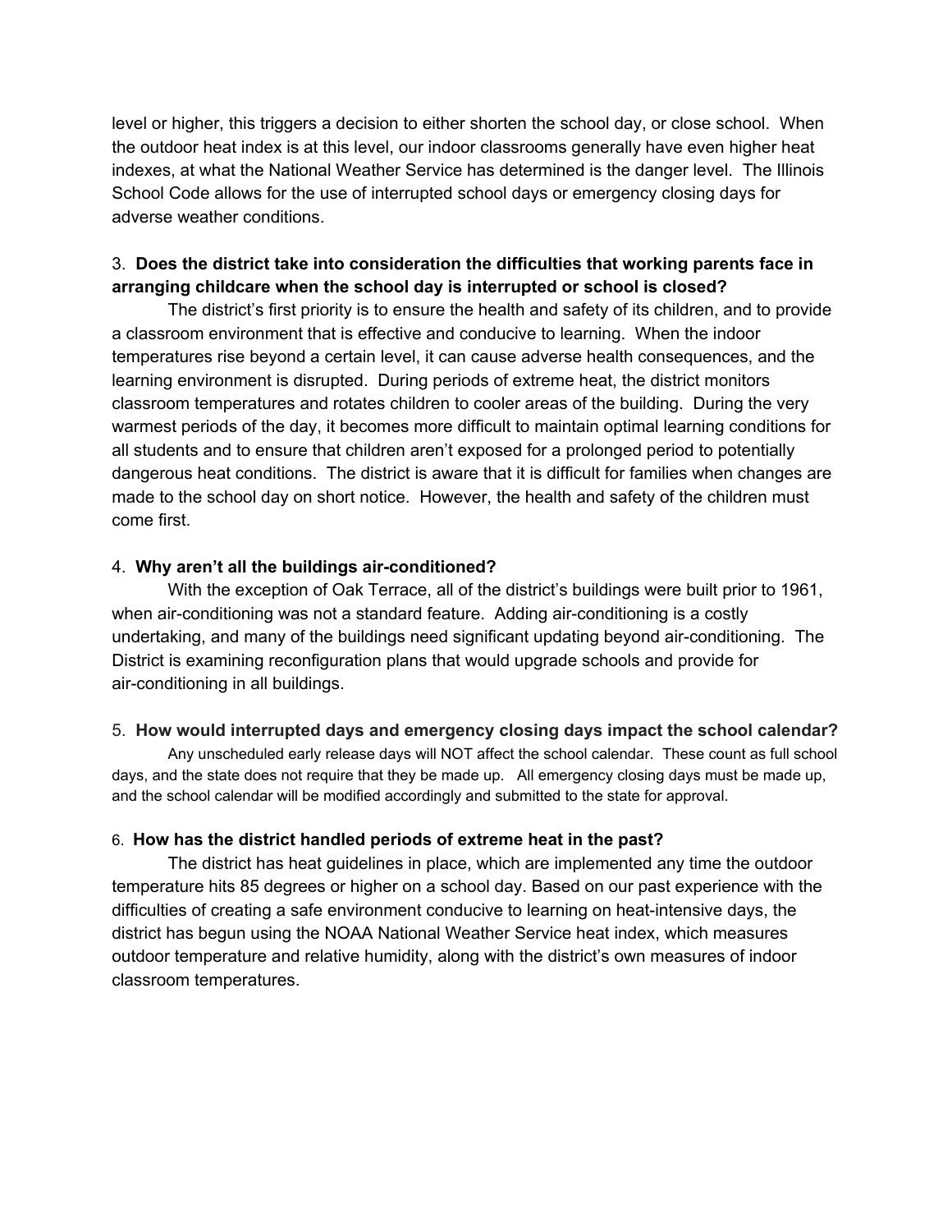level or higher, this triggers a decision to either shorten the school day, or close school. When the outdoor heat index is at this level, our indoor classrooms generally have even higher heat indexes, at what the National Weather Service has determined is the danger level. The Illinois School Code allows for the use of interrupted school days or emergency closing days for adverse weather conditions.

3. **Does the district take into consideration the difficulties that working parents face in arranging childcare when the school day is interrupted or school is closed?**

The district's first priority is to ensure the health and safety of its children, and to provide a classroom environment that is effective and conducive to learning. When the indoor temperatures rise beyond a certain level, it can cause adverse health consequences, and the learning environment is disrupted. During periods of extreme heat, the district monitors classroom temperatures and rotates children to cooler areas of the building. During the very warmest periods of the day, it becomes more difficult to maintain optimal learning conditions for all students and to ensure that children aren't exposed for a prolonged period to potentially dangerous heat conditions. The district is aware that it is difficult for families when changes are made to the school day on short notice. However, the health and safety of the children must come first.

4. **Why aren't all the buildings air-conditioned?**

With the exception of Oak Terrace, all of the district's buildings were built prior to 1961, when air-conditioning was not a standard feature. Adding air-conditioning is a costly undertaking, and many of the buildings need significant updating beyond air-conditioning. The District is examining reconfiguration plans that would upgrade schools and provide for air-conditioning in all buildings.

5. **How would interrupted days and emergency closing days impact the school calendar?**

Any unscheduled early release days will NOT affect the school calendar. These count as full school days, and the state does not require that they be made up. All emergency closing days must be made up, and the school calendar will be modified accordingly and submitted to the state for approval.

6. **How has the district handled periods of extreme heat in the past?**

The district has heat guidelines in place, which are implemented any time the outdoor temperature hits 85 degrees or higher on a school day. Based on our past experience with the difficulties of creating a safe environment conducive to learning on heat-intensive days, the district has begun using the NOAA National Weather Service heat index, which measures outdoor temperature and relative humidity, along with the district's own measures of indoor classroom temperatures.